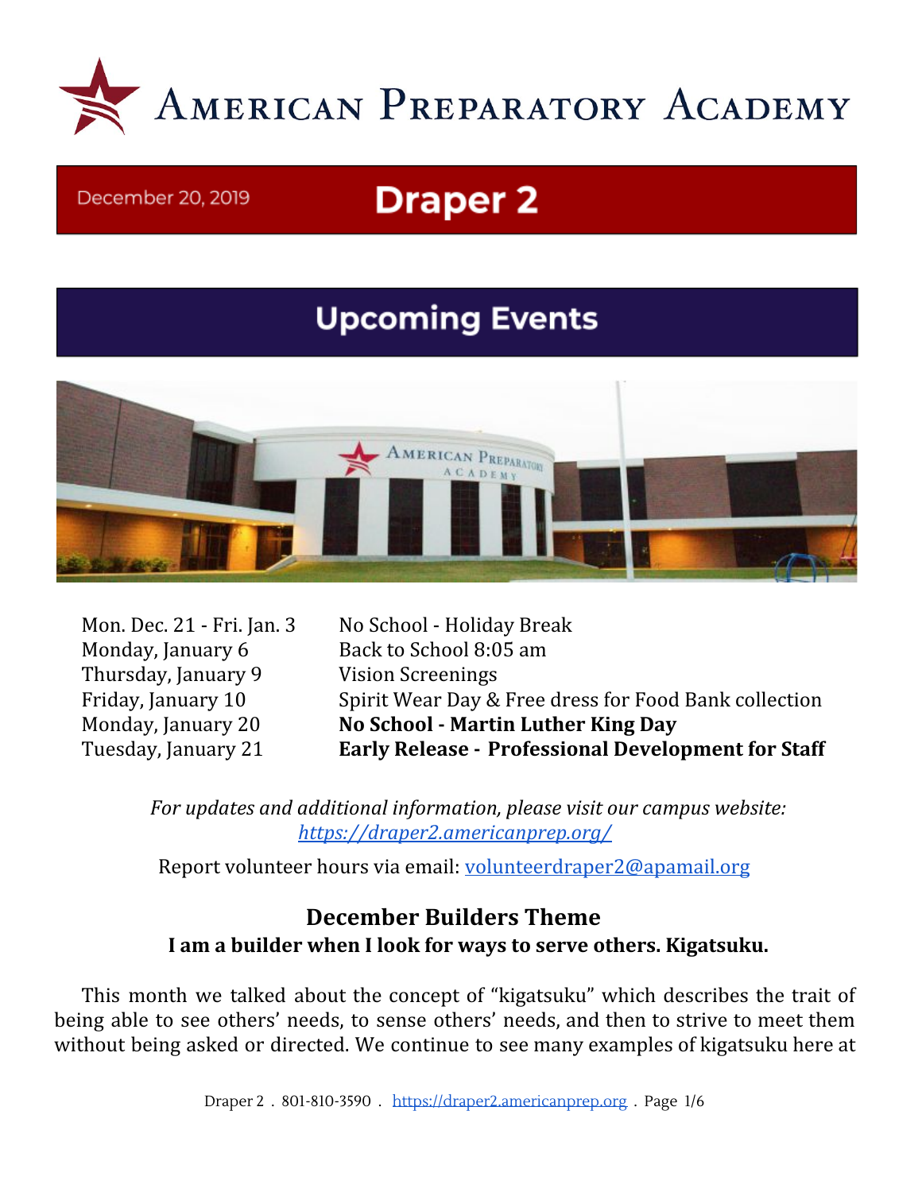# American Preparatory Academy

December 20, 2019

# Draper 2

## Upcoming Events

| | |
|---|---|
| Mon. Dec. 21 - Fri. Jan. 3 | No School - Holiday Break |
| Monday, January 6 | Back to School 8:05 am |
| Thursday, January 9 | Vision Screenings |
| Friday, January 10 | Spirit Wear Day & Free dress for Food Bank collection |
| Monday, January 20 | **No School - Martin Luther King Day** |
| Tuesday, January 21 | **Early Release - Professional Development for Staff** |

*For updates and additional information, please visit our campus website:* *https://draper2.americanprep.org/*

Report volunteer hours via email: volunteerdraper2@apamail.org

### December Builders Theme

**I am a builder when I look for ways to serve others. Kigatsuku.**

This month we talked about the concept of "kigatsuku" which describes the trait of being able to see others' needs, to sense others' needs, and then to strive to meet them without being asked or directed. We continue to see many examples of kigatsuku here at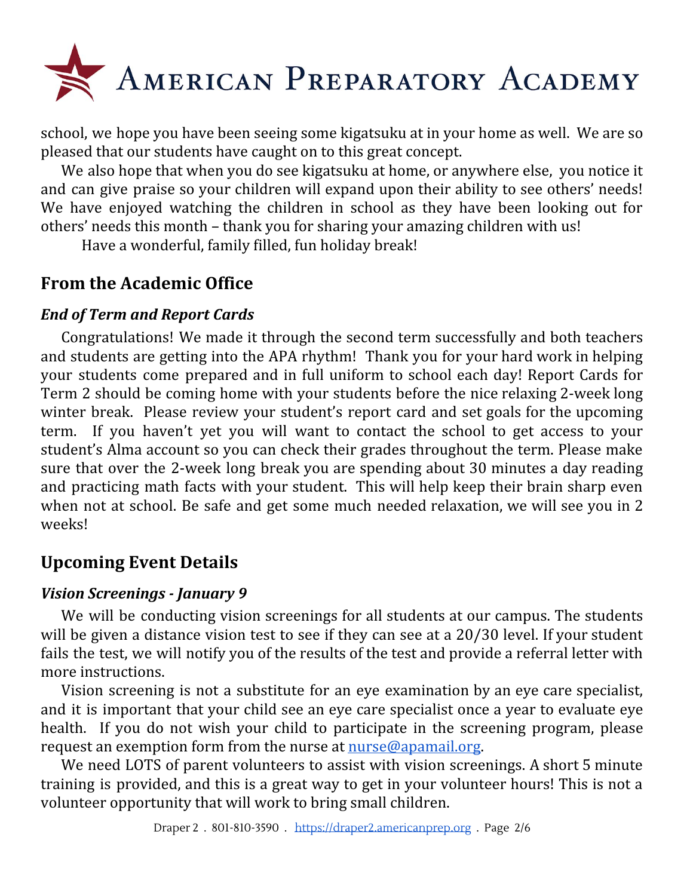school, we hope you have been seeing some kigatsuku at in your home as well. We are so pleased that our students have caught on to this great concept.

We also hope that when you do see kigatsuku at home, or anywhere else, you notice it and can give praise so your children will expand upon their ability to see others' needs! We have enjoyed watching the children in school as they have been looking out for others' needs this month – thank you for sharing your amazing children with us!

Have a wonderful, family filled, fun holiday break!

## From the Academic Office

### *End of Term and Report Cards*

Congratulations! We made it through the second term successfully and both teachers and students are getting into the APA rhythm! Thank you for your hard work in helping your students come prepared and in full uniform to school each day! Report Cards for Term 2 should be coming home with your students before the nice relaxing 2-week long winter break. Please review your student's report card and set goals for the upcoming term. If you haven't yet you will want to contact the school to get access to your student's Alma account so you can check their grades throughout the term. Please make sure that over the 2-week long break you are spending about 30 minutes a day reading and practicing math facts with your student. This will help keep their brain sharp even when not at school. Be safe and get some much needed relaxation, we will see you in 2 weeks!

## Upcoming Event Details

### *Vision Screenings - January 9*

We will be conducting vision screenings for all students at our campus. The students will be given a distance vision test to see if they can see at a 20/30 level. If your student fails the test, we will notify you of the results of the test and provide a referral letter with more instructions.

Vision screening is not a substitute for an eye examination by an eye care specialist, and it is important that your child see an eye care specialist once a year to evaluate eye health. If you do not wish your child to participate in the screening program, please request an exemption form from the nurse at nurse@apamail.org.

We need LOTS of parent volunteers to assist with vision screenings. A short 5 minute training is provided, and this is a great way to get in your volunteer hours! This is not a volunteer opportunity that will work to bring small children.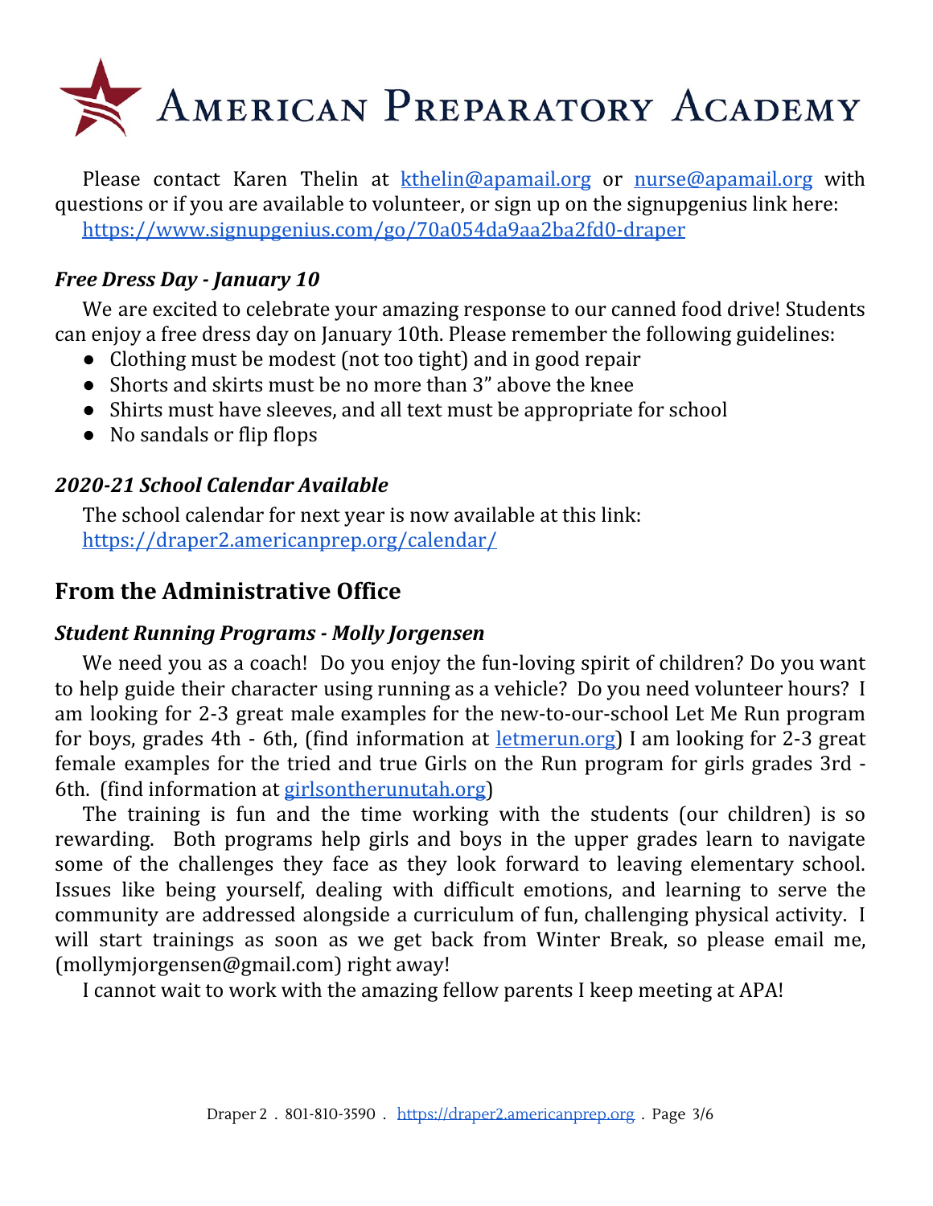Please contact Karen Thelin at [kthelin@apamail.org](mailto:kthelin@apamail.org) or [nurse@apamail.org](mailto:nurse@apamail.org) with questions or if you are available to volunteer, or sign up on the signupgenius link here: [https://www.signupgenius.com/go/70a054da9aa2ba2fd0-draper](https://www.signupgenius.com/go/70a054da9aa2ba2fd0-draper)

### *Free Dress Day - January 10*

We are excited to celebrate your amazing response to our canned food drive! Students can enjoy a free dress day on January 10th. Please remember the following guidelines:

- Clothing must be modest (not too tight) and in good repair
- Shorts and skirts must be no more than 3” above the knee
- Shirts must have sleeves, and all text must be appropriate for school
- No sandals or flip flops

### *2020-21 School Calendar Available*

The school calendar for next year is now available at this link: [https://draper2.americanprep.org/calendar/](https://draper2.americanprep.org/calendar/)

## From the Administrative Office

### *Student Running Programs - Molly Jorgensen*

We need you as a coach! Do you enjoy the fun-loving spirit of children? Do you want to help guide their character using running as a vehicle? Do you need volunteer hours? I am looking for 2-3 great male examples for the new-to-our-school Let Me Run program for boys, grades 4th - 6th, (find information at [letmerun.org](http://letmerun.org)) I am looking for 2-3 great female examples for the tried and true Girls on the Run program for girls grades 3rd - 6th. (find information at [girlsontherunutah.org](http://girlsontherunutah.org))

The training is fun and the time working with the students (our children) is so rewarding. Both programs help girls and boys in the upper grades learn to navigate some of the challenges they face as they look forward to leaving elementary school. Issues like being yourself, dealing with difficult emotions, and learning to serve the community are addressed alongside a curriculum of fun, challenging physical activity. I will start trainings as soon as we get back from Winter Break, so please email me, (mollymjorgensen@gmail.com) right away!

I cannot wait to work with the amazing fellow parents I keep meeting at APA!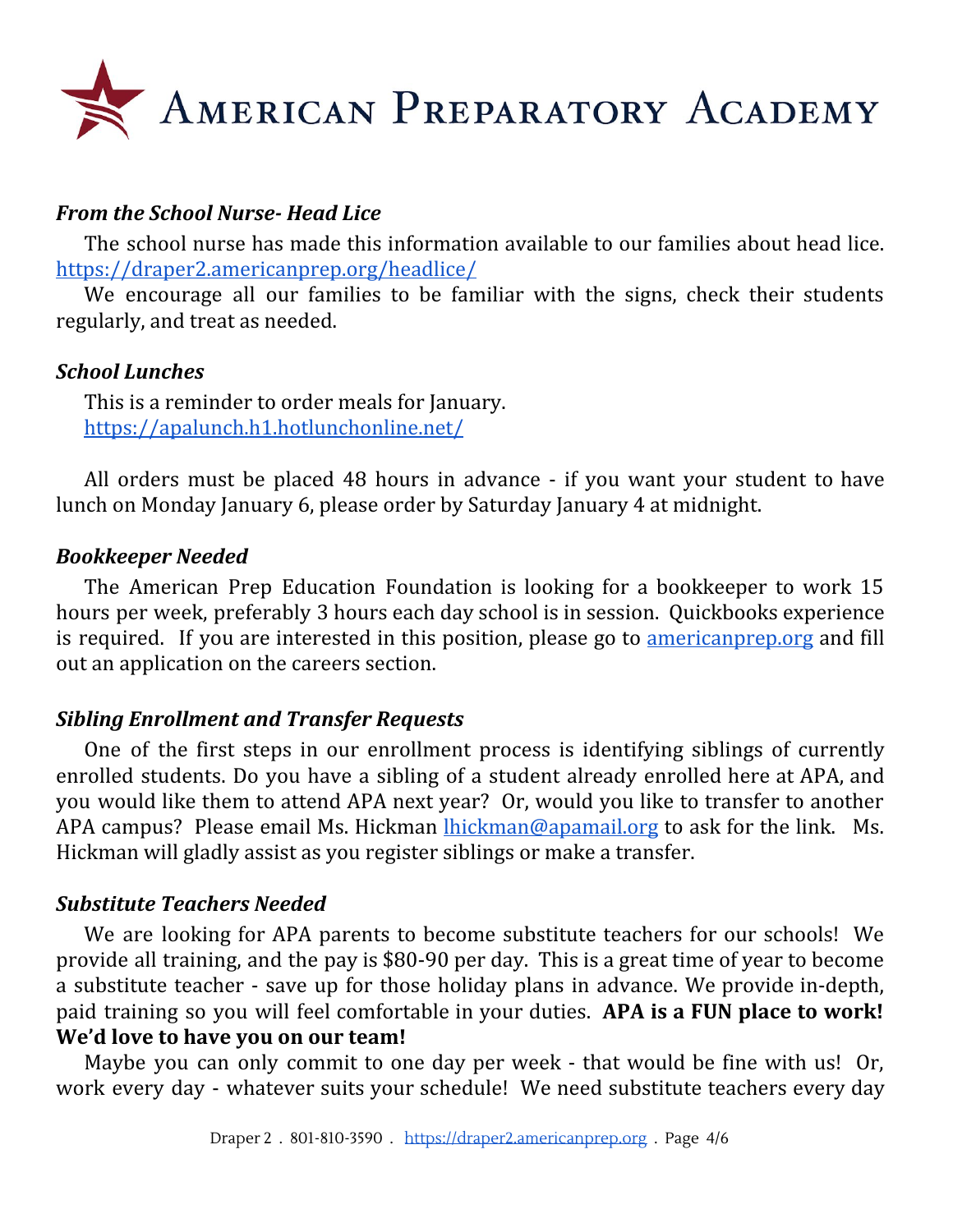### *From the School Nurse- Head Lice*

The school nurse has made this information available to our families about head lice. https://draper2.americanprep.org/headlice/

We encourage all our families to be familiar with the signs, check their students regularly, and treat as needed.

### *School Lunches*

This is a reminder to order meals for January.
https://apalunch.h1.hotlunchonline.net/

All orders must be placed 48 hours in advance - if you want your student to have lunch on Monday January 6, please order by Saturday January 4 at midnight.

### *Bookkeeper Needed*

The American Prep Education Foundation is looking for a bookkeeper to work 15 hours per week, preferably 3 hours each day school is in session. Quickbooks experience is required. If you are interested in this position, please go to americanprep.org and fill out an application on the careers section.

### *Sibling Enrollment and Transfer Requests*

One of the first steps in our enrollment process is identifying siblings of currently enrolled students. Do you have a sibling of a student already enrolled here at APA, and you would like them to attend APA next year? Or, would you like to transfer to another APA campus? Please email Ms. Hickman lhickman@apamail.org to ask for the link. Ms. Hickman will gladly assist as you register siblings or make a transfer.

### *Substitute Teachers Needed*

We are looking for APA parents to become substitute teachers for our schools! We provide all training, and the pay is $80-90 per day. This is a great time of year to become a substitute teacher - save up for those holiday plans in advance. We provide in-depth, paid training so you will feel comfortable in your duties. **APA is a FUN place to work! We'd love to have you on our team!**

Maybe you can only commit to one day per week - that would be fine with us! Or, work every day - whatever suits your schedule! We need substitute teachers every day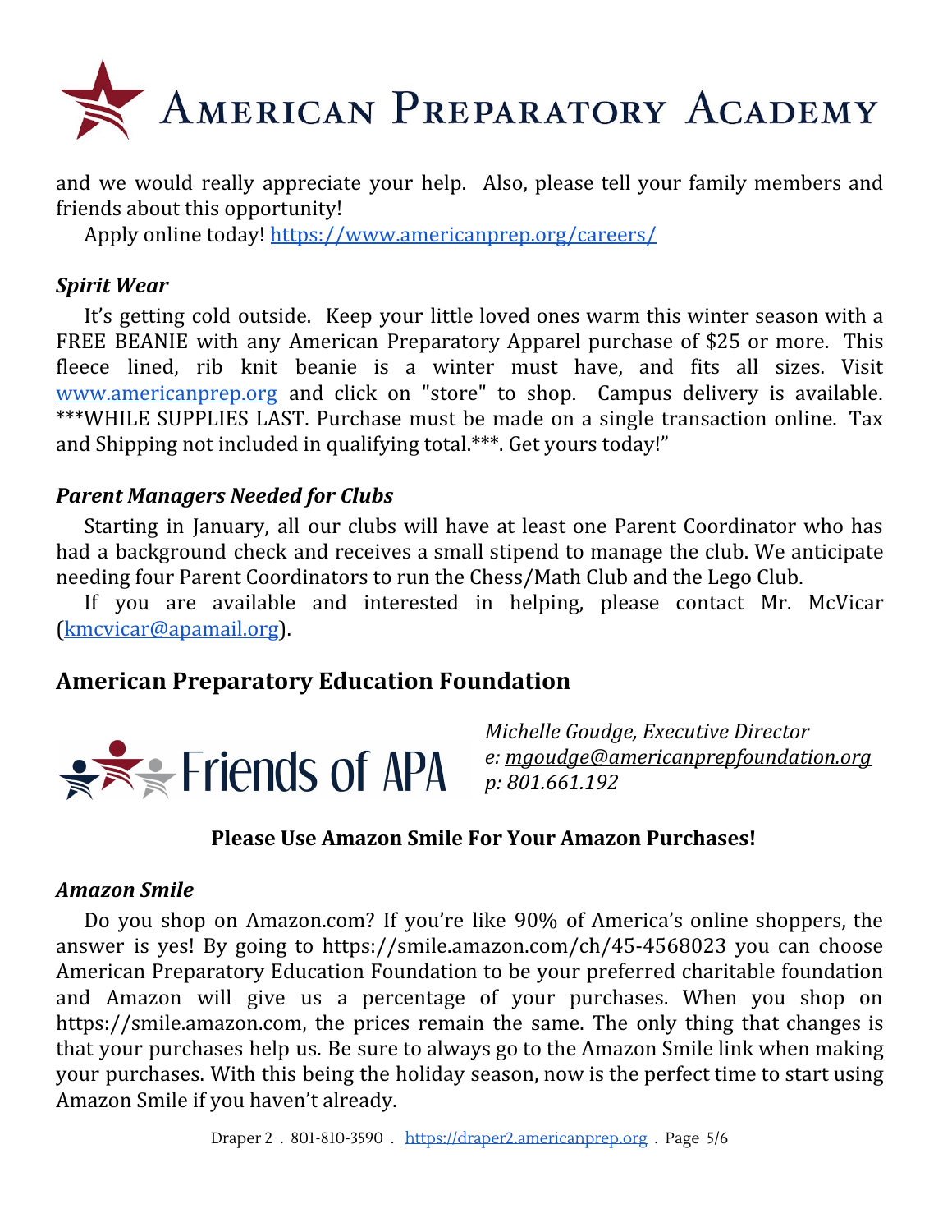and we would really appreciate your help. Also, please tell your family members and friends about this opportunity!

Apply online today! https://www.americanprep.org/careers/

### *Spirit Wear*

It's getting cold outside. Keep your little loved ones warm this winter season with a FREE BEANIE with any American Preparatory Apparel purchase of $25 or more. This fleece lined, rib knit beanie is a winter must have, and fits all sizes. Visit www.americanprep.org and click on "store" to shop. Campus delivery is available. ***WHILE SUPPLIES LAST. Purchase must be made on a single transaction online. Tax and Shipping not included in qualifying total.***. Get yours today!"

### *Parent Managers Needed for Clubs*

Starting in January, all our clubs will have at least one Parent Coordinator who has had a background check and receives a small stipend to manage the club. We anticipate needing four Parent Coordinators to run the Chess/Math Club and the Lego Club.

If you are available and interested in helping, please contact Mr. McVicar (kmcvicar@apamail.org).

## American Preparatory Education Foundation

Friends of APA

*Michelle Goudge, Executive Director*
*e: mgoudge@americanprepfoundation.org*
*p: 801.661.192*

**Please Use Amazon Smile For Your Amazon Purchases!**

### *Amazon Smile*

Do you shop on Amazon.com? If you're like 90% of America's online shoppers, the answer is yes! By going to https://smile.amazon.com/ch/45-4568023 you can choose American Preparatory Education Foundation to be your preferred charitable foundation and Amazon will give us a percentage of your purchases. When you shop on https://smile.amazon.com, the prices remain the same. The only thing that changes is that your purchases help us. Be sure to always go to the Amazon Smile link when making your purchases. With this being the holiday season, now is the perfect time to start using Amazon Smile if you haven't already.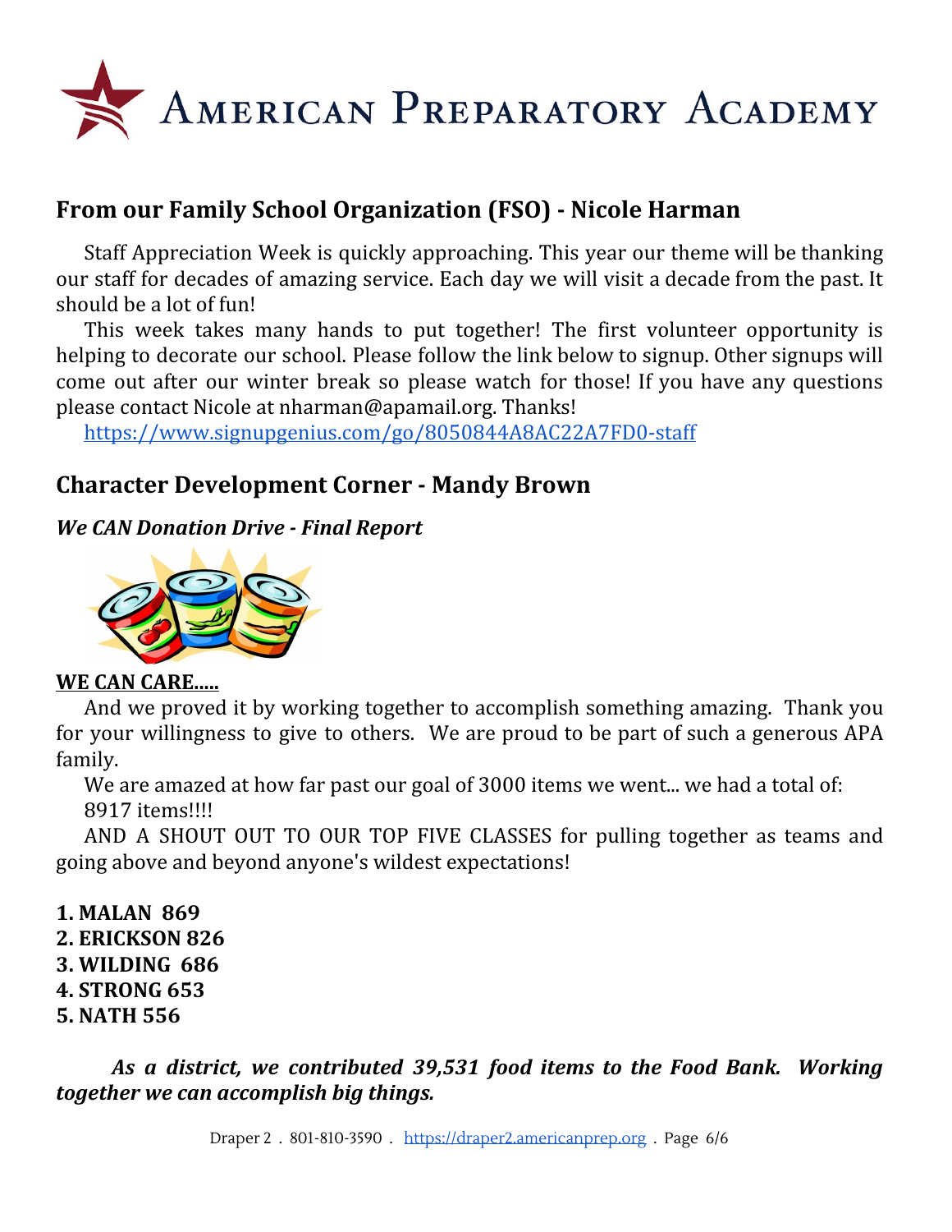# American Preparatory Academy

## From our Family School Organization (FSO) - Nicole Harman

Staff Appreciation Week is quickly approaching. This year our theme will be thanking our staff for decades of amazing service. Each day we will visit a decade from the past. It should be a lot of fun!

This week takes many hands to put together! The first volunteer opportunity is helping to decorate our school. Please follow the link below to signup. Other signups will come out after our winter break so please watch for those! If you have any questions please contact Nicole at nharman@apamail.org. Thanks!

https://www.signupgenius.com/go/8050844A8AC22A7FD0-staff

## Character Development Corner - Mandy Brown

***We CAN Donation Drive - Final Report***

**WE CAN CARE.....**

And we proved it by working together to accomplish something amazing. Thank you for your willingness to give to others. We are proud to be part of such a generous APA family.

We are amazed at how far past our goal of 3000 items we went... we had a total of: 8917 items!!!!

AND A SHOUT OUT TO OUR TOP FIVE CLASSES for pulling together as teams and going above and beyond anyone's wildest expectations!

**1. MALAN 869**
**2. ERICKSON 826**
**3. WILDING 686**
**4. STRONG 653**
**5. NATH 556**

***As a district, we contributed 39,531 food items to the Food Bank. Working together we can accomplish big things.***